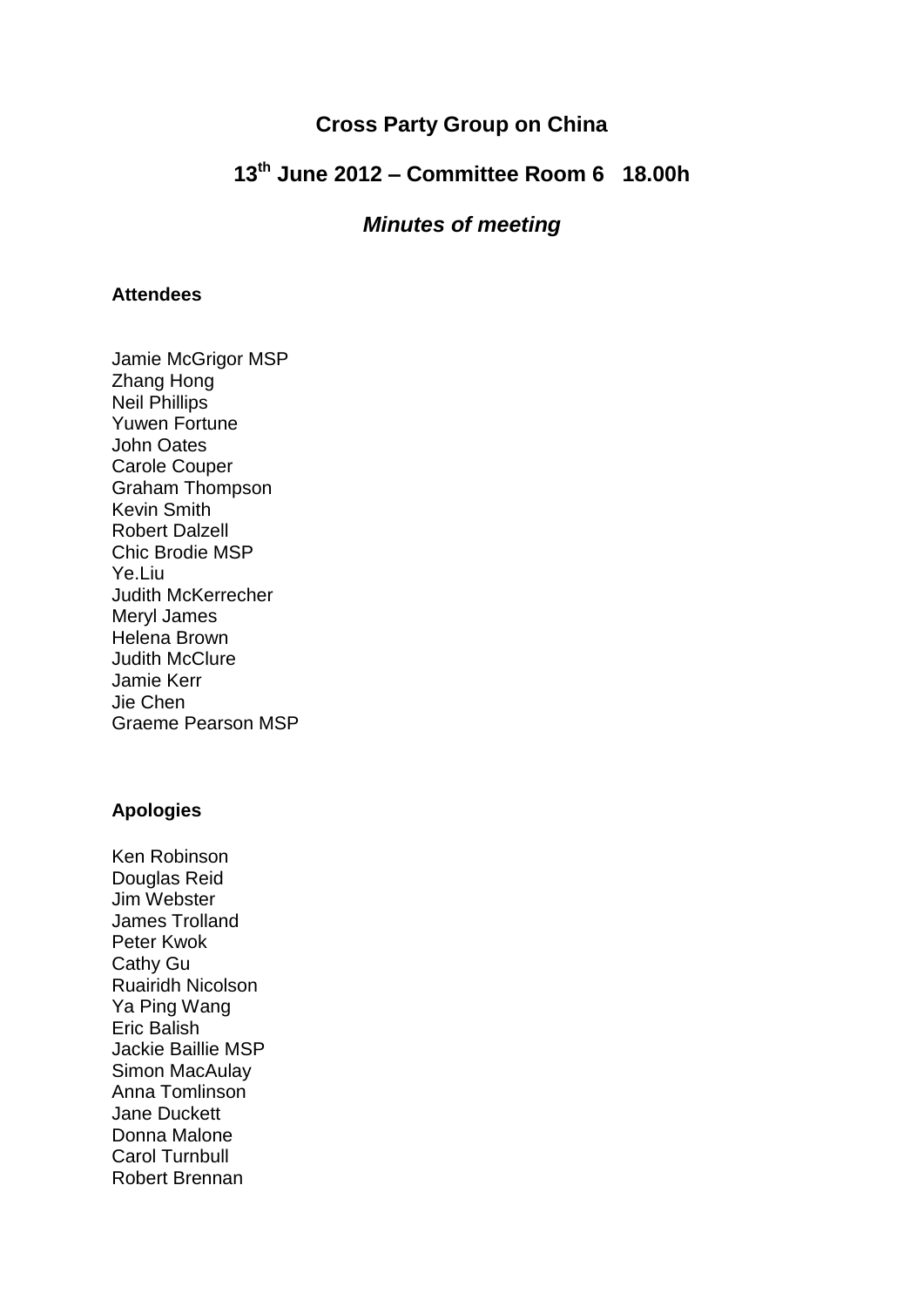# Cross Party Group on China

## 13th June 2012 – Committee Room 6 18.00h

## *Minutes of meeting*

**Attendees**

Jamie McGrigor MSP
Zhang Hong
Neil Phillips
Yuwen Fortune
John Oates
Carole Couper
Graham Thompson
Kevin Smith
Robert Dalzell
Chic Brodie MSP
Ye.Liu
Judith McKerrecher
Meryl James
Helena Brown
Judith McClure
Jamie Kerr
Jie Chen
Graeme Pearson MSP

**Apologies**

Ken Robinson
Douglas Reid
Jim Webster
James Trolland
Peter Kwok
Cathy Gu
Ruairidh Nicolson
Ya Ping Wang
Eric Balish
Jackie Baillie MSP
Simon MacAulay
Anna Tomlinson
Jane Duckett
Donna Malone
Carol Turnbull
Robert Brennan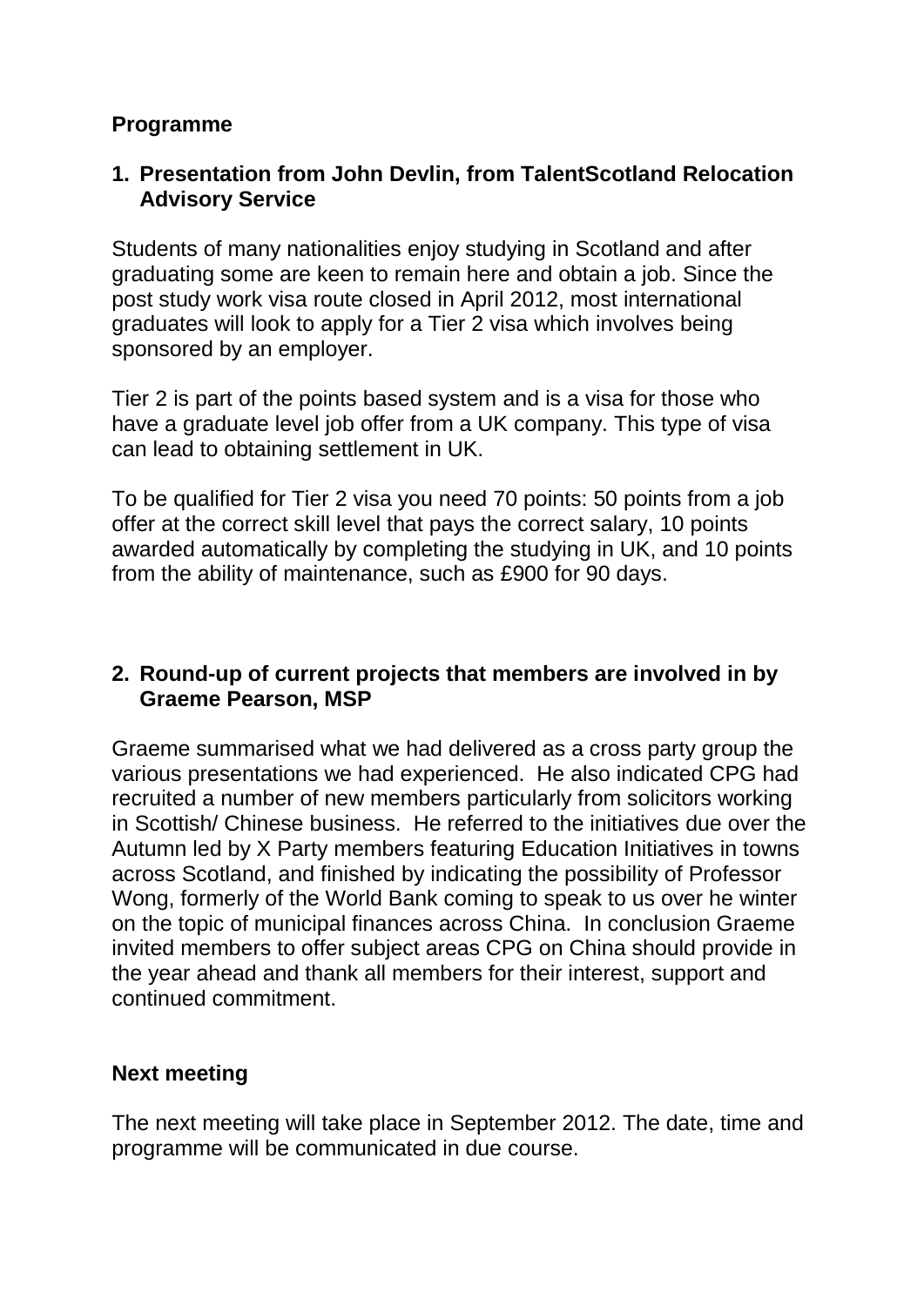**Programme**

1. **Presentation from John Devlin, from TalentScotland Relocation Advisory Service**

Students of many nationalities enjoy studying in Scotland and after graduating some are keen to remain here and obtain a job. Since the post study work visa route closed in April 2012, most international graduates will look to apply for a Tier 2 visa which involves being sponsored by an employer.

Tier 2 is part of the points based system and is a visa for those who have a graduate level job offer from a UK company. This type of visa can lead to obtaining settlement in UK.

To be qualified for Tier 2 visa you need 70 points: 50 points from a job offer at the correct skill level that pays the correct salary, 10 points awarded automatically by completing the studying in UK, and 10 points from the ability of maintenance, such as £900 for 90 days.

2. **Round-up of current projects that members are involved in by Graeme Pearson, MSP**

Graeme summarised what we had delivered as a cross party group the various presentations we had experienced. He also indicated CPG had recruited a number of new members particularly from solicitors working in Scottish/ Chinese business. He referred to the initiatives due over the Autumn led by X Party members featuring Education Initiatives in towns across Scotland, and finished by indicating the possibility of Professor Wong, formerly of the World Bank coming to speak to us over he winter on the topic of municipal finances across China. In conclusion Graeme invited members to offer subject areas CPG on China should provide in the year ahead and thank all members for their interest, support and continued commitment.

**Next meeting**

The next meeting will take place in September 2012. The date, time and programme will be communicated in due course.